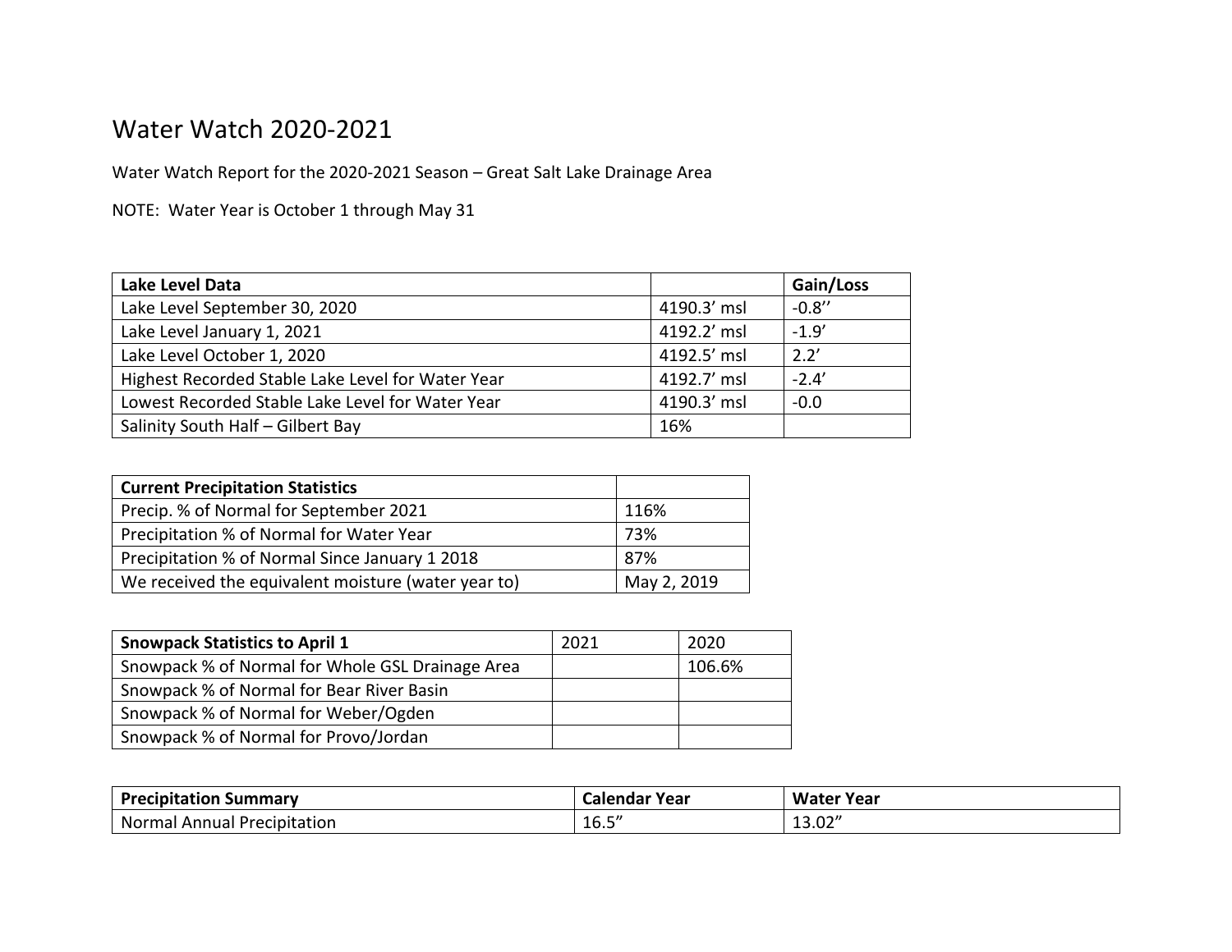# Water Watch 2020-2021

Water Watch Report for the 2020-2021 Season – Great Salt Lake Drainage Area

NOTE: Water Year is October 1 through May 31

| **Lake Level Data** | | **Gain/Loss** |
|---|---|---|
| Lake Level September 30, 2020 | 4190.3' msl | -0.8'' |
| Lake Level January 1, 2021 | 4192.2' msl | -1.9' |
| Lake Level October 1, 2020 | 4192.5' msl | 2.2' |
| Highest Recorded Stable Lake Level for Water Year | 4192.7' msl | -2.4' |
| Lowest Recorded Stable Lake Level for Water Year | 4190.3' msl | -0.0 |
| Salinity South Half – Gilbert Bay | 16% | |

| **Current Precipitation Statistics** | |
|---|---|
| Precip. % of Normal for September 2021 | 116% |
| Precipitation % of Normal for Water Year | 73% |
| Precipitation % of Normal Since January 1 2018 | 87% |
| We received the equivalent moisture (water year to) | May 2, 2019 |

| **Snowpack Statistics to April 1** | 2021 | 2020 |
|---|---|---|
| Snowpack % of Normal for Whole GSL Drainage Area | | 106.6% |
| Snowpack % of Normal for Bear River Basin | | |
| Snowpack % of Normal for Weber/Ogden | | |
| Snowpack % of Normal for Provo/Jordan | | |

| **Precipitation Summary** | **Calendar Year** | **Water Year** |
|---|---|---|
| Normal Annual Precipitation | 16.5" | 13.02" |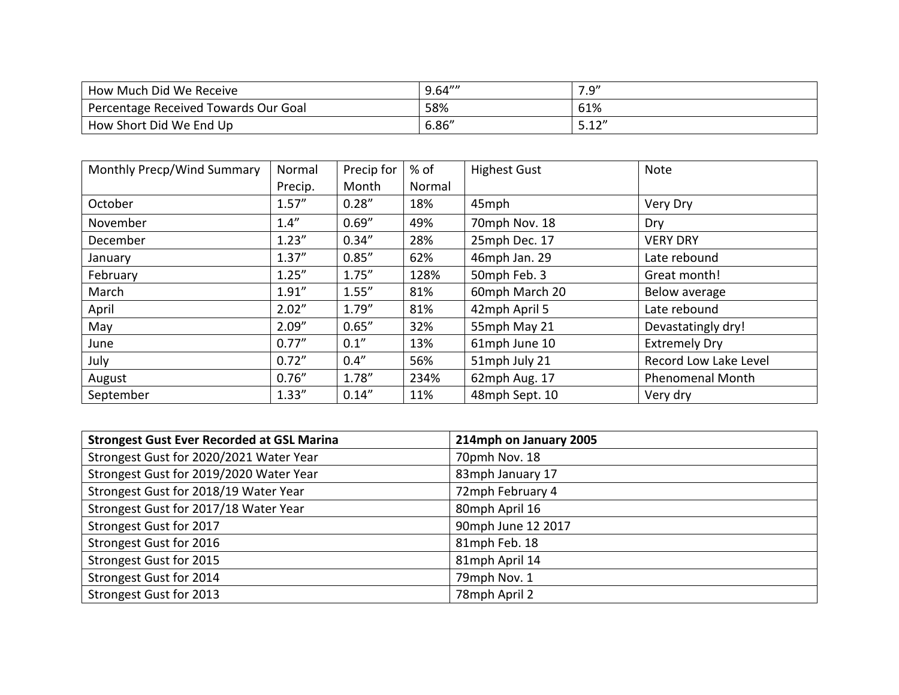| How Much Did We Receive | 9.64"" | 7.9" |
|---|---|---|
| Percentage Received Towards Our Goal | 58% | 61% |
| How Short Did We End Up | 6.86" | 5.12" |

| Monthly Precp/Wind Summary | Normal Precip. | Precip for Month | % of Normal | Highest Gust | Note |
|---|---|---|---|---|---|
| October | 1.57" | 0.28" | 18% | 45mph | Very Dry |
| November | 1.4" | 0.69" | 49% | 70mph Nov. 18 | Dry |
| December | 1.23" | 0.34" | 28% | 25mph Dec. 17 | VERY DRY |
| January | 1.37" | 0.85" | 62% | 46mph Jan. 29 | Late rebound |
| February | 1.25" | 1.75" | 128% | 50mph Feb. 3 | Great month! |
| March | 1.91" | 1.55" | 81% | 60mph March 20 | Below average |
| April | 2.02" | 1.79" | 81% | 42mph April 5 | Late rebound |
| May | 2.09" | 0.65" | 32% | 55mph May 21 | Devastatingly dry! |
| June | 0.77" | 0.1" | 13% | 61mph June 10 | Extremely Dry |
| July | 0.72" | 0.4" | 56% | 51mph July 21 | Record Low Lake Level |
| August | 0.76" | 1.78" | 234% | 62mph Aug. 17 | Phenomenal Month |
| September | 1.33" | 0.14" | 11% | 48mph Sept. 10 | Very dry |

| **Strongest Gust Ever Recorded at GSL Marina** | **214mph on January 2005** |
|---|---|
| Strongest Gust for 2020/2021 Water Year | 70pmh Nov. 18 |
| Strongest Gust for 2019/2020 Water Year | 83mph January 17 |
| Strongest Gust for 2018/19 Water Year | 72mph February 4 |
| Strongest Gust for 2017/18 Water Year | 80mph April 16 |
| Strongest Gust for 2017 | 90mph June 12 2017 |
| Strongest Gust for 2016 | 81mph Feb. 18 |
| Strongest Gust for 2015 | 81mph April 14 |
| Strongest Gust for 2014 | 79mph Nov. 1 |
| Strongest Gust for 2013 | 78mph April 2 |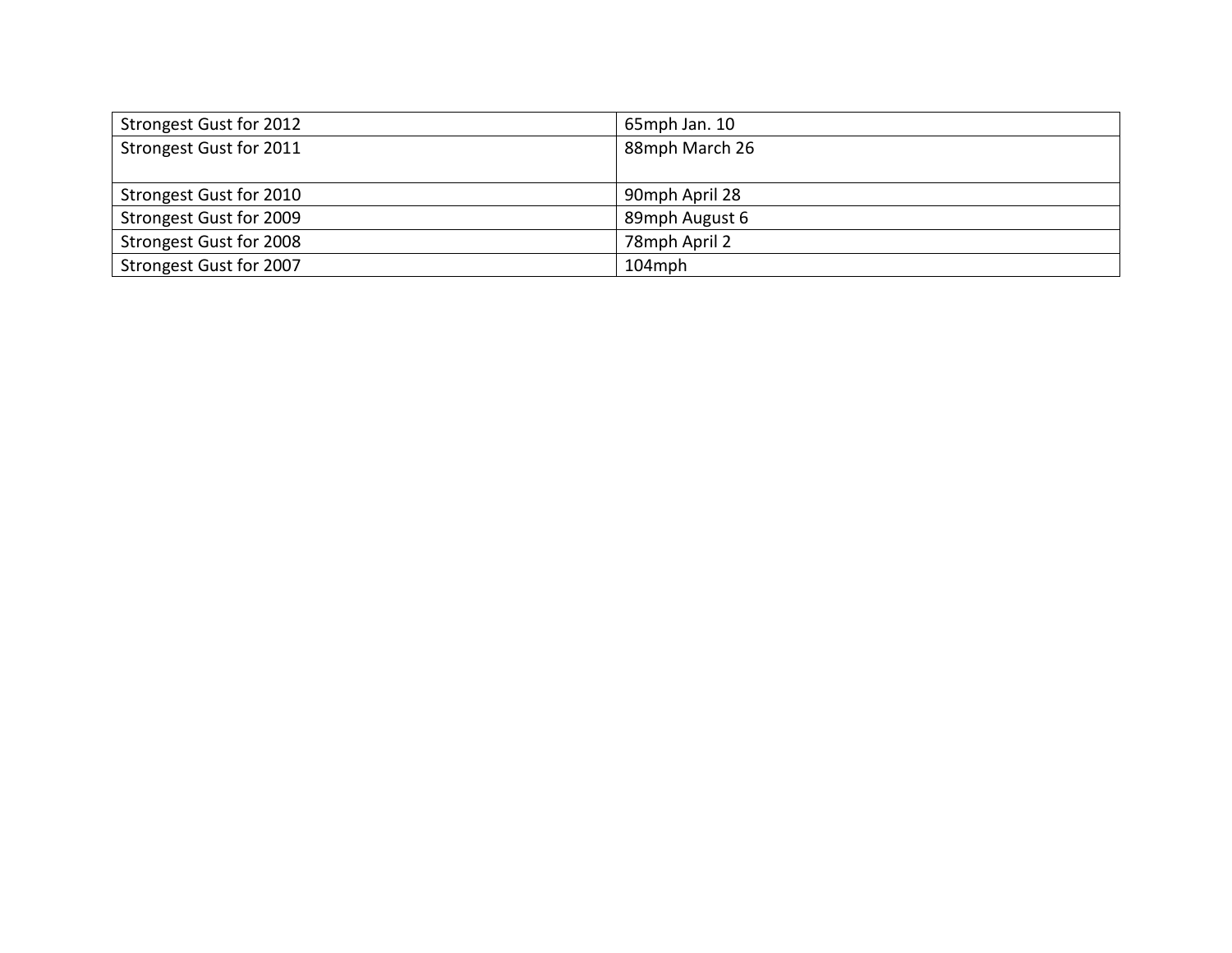| | |
|---|---|
| Strongest Gust for 2012 | 65mph Jan. 10 |
| Strongest Gust for 2011 | 88mph March 26 |
| Strongest Gust for 2010 | 90mph April 28 |
| Strongest Gust for 2009 | 89mph August 6 |
| Strongest Gust for 2008 | 78mph April 2 |
| Strongest Gust for 2007 | 104mph |